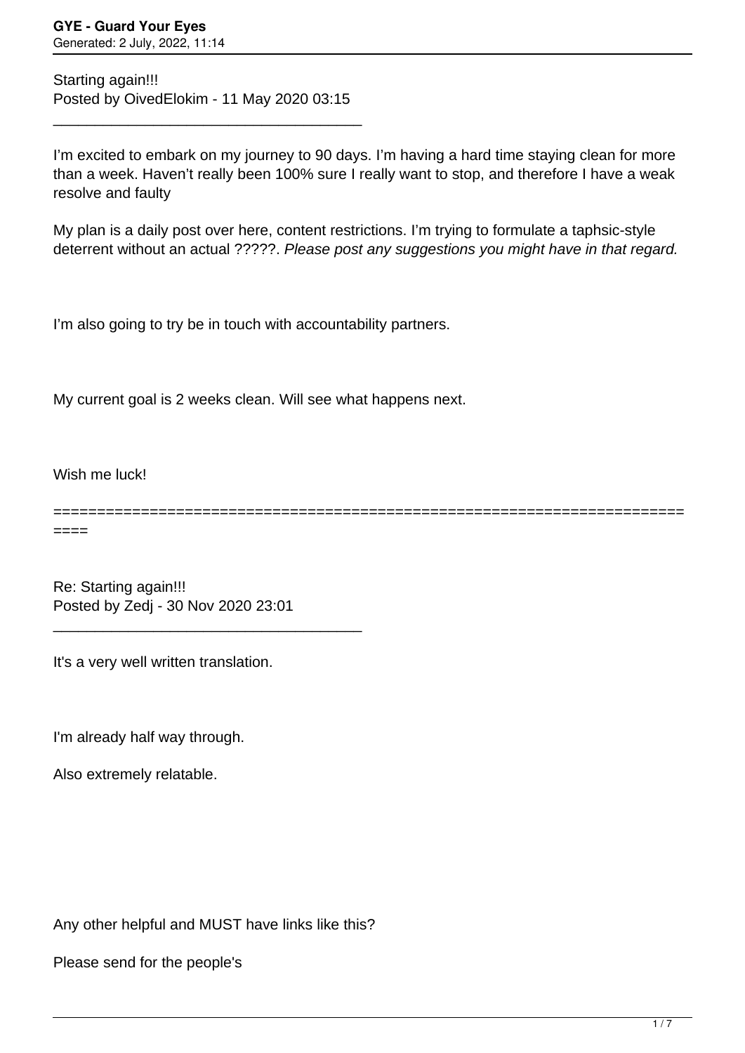Starting again!!!
Posted by OivedElokim - 11 May 2020 03:15

---

I'm excited to embark on my journey to 90 days. I'm having a hard time staying clean for more than a week. Haven't really been 100% sure I really want to stop, and therefore I have a weak resolve and faulty

My plan is a daily post over here, content restrictions. I'm trying to formulate a taphsic-style deterrent without an actual ?????. *Please post any suggestions you might have in that regard.*

I'm also going to try be in touch with accountability partners.

My current goal is 2 weeks clean. Will see what happens next.

Wish me luck!

========================================================================

Re: Starting again!!!
Posted by Zedj - 30 Nov 2020 23:01

---

It's a very well written translation.

I'm already half way through.

Also extremely relatable.

Any other helpful and MUST have links like this?

Please send for the people's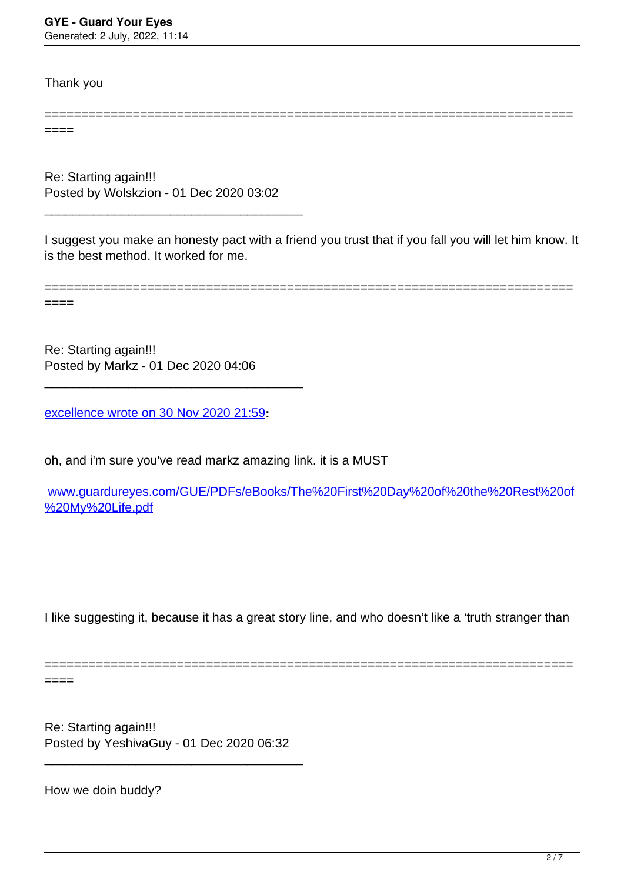Thank you

============================================================================

Re: Starting again!!!
Posted by Wolskzion - 01 Dec 2020 03:02

---

I suggest you make an honesty pact with a friend you trust that if you fall you will let him know. It is the best method. It worked for me.

============================================================================

Re: Starting again!!!
Posted by Markz - 01 Dec 2020 04:06

---

excellence wrote on 30 Nov 2020 21:59**:**

oh, and i'm sure you've read markz amazing link. it is a MUST

www.guardureyes.com/GUE/PDFs/eBooks/The%20First%20Day%20of%20the%20Rest%20of%20My%20Life.pdf

I like suggesting it, because it has a great story line, and who doesn't like a 'truth stranger than

============================================================================

Re: Starting again!!!
Posted by YeshivaGuy - 01 Dec 2020 06:32

---

How we doin buddy?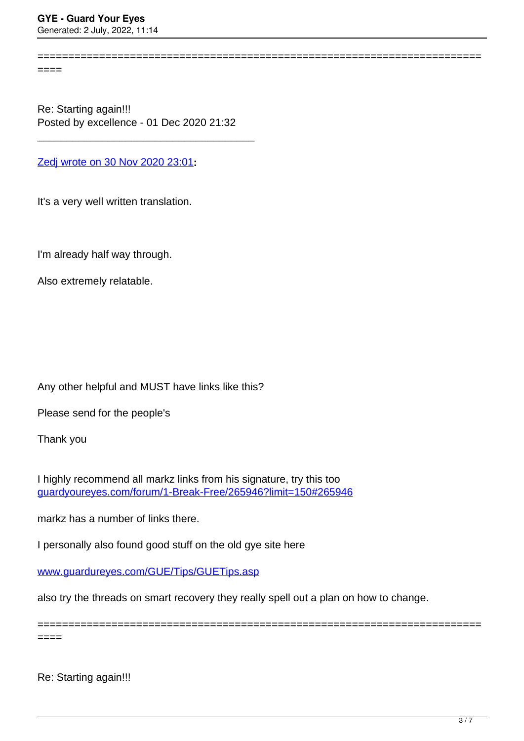============================================================================

Re: Starting again!!!
Posted by excellence - 01 Dec 2020 21:32

_____________________________________

[Zedj wrote on 30 Nov 2020 23:01](#):

It's a very well written translation.

I'm already half way through.

Also extremely relatable.

Any other helpful and MUST have links like this?

Please send for the people's

Thank you

I highly recommend all markz links from his signature, try this too [guardyoureyes.com/forum/1-Break-Free/265946?limit=150#265946](guardyoureyes.com/forum/1-Break-Free/265946?limit=150#265946)

markz has a number of links there.

I personally also found good stuff on the old gye site here

[www.guardureyes.com/GUE/Tips/GUETips.asp](www.guardureyes.com/GUE/Tips/GUETips.asp)

also try the threads on smart recovery they really spell out a plan on how to change.

============================================================================

Re: Starting again!!!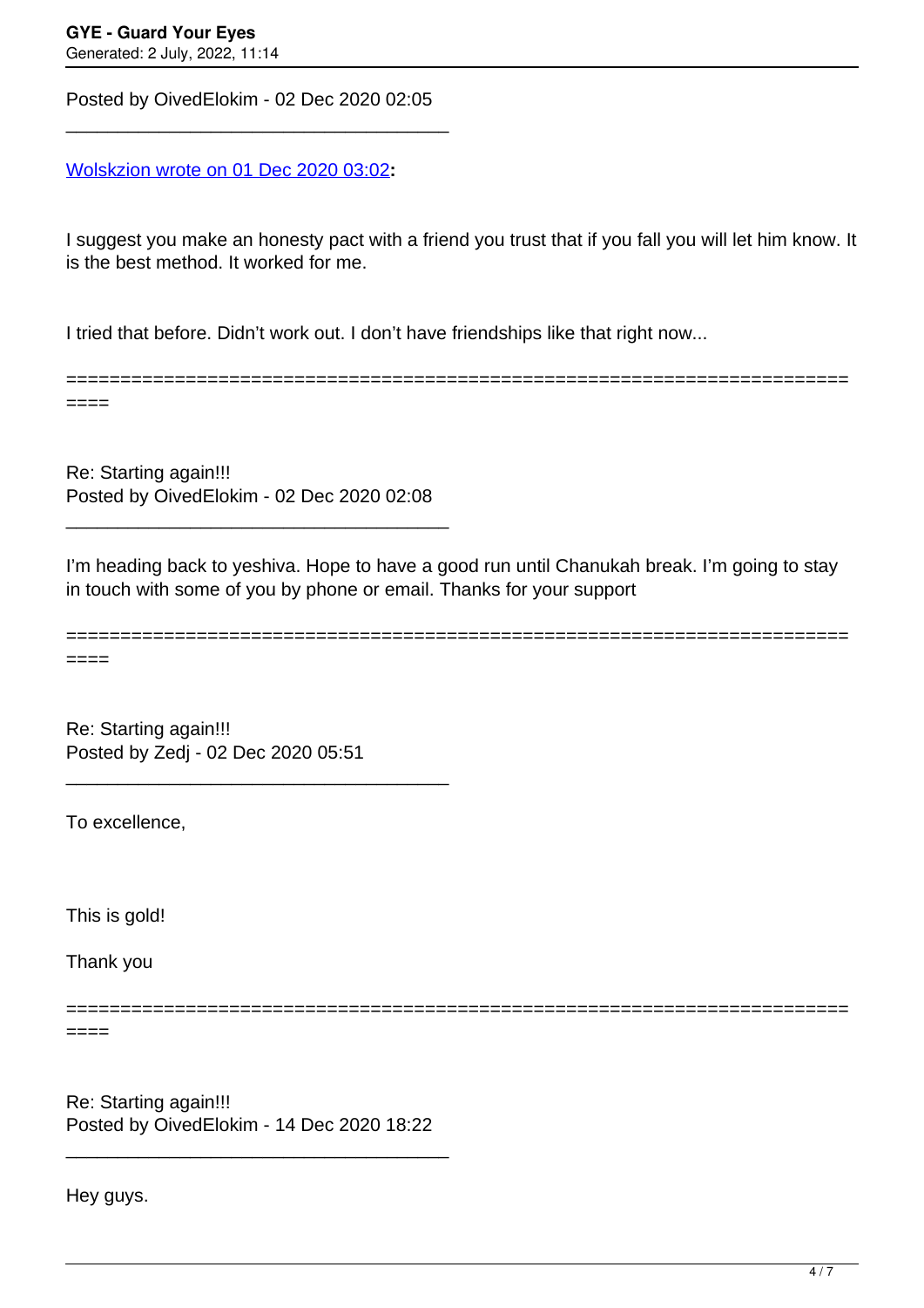Posted by OivedElokim - 02 Dec 2020 02:05

---

[Wolskzion wrote on 01 Dec 2020 03:02](#):

I suggest you make an honesty pact with a friend you trust that if you fall you will let him know. It is the best method. It worked for me.

I tried that before. Didn't work out. I don't have friendships like that right now...

============================================================================

Re: Starting again!!!
Posted by OivedElokim - 02 Dec 2020 02:08

---

I'm heading back to yeshiva. Hope to have a good run until Chanukah break. I'm going to stay in touch with some of you by phone or email. Thanks for your support

============================================================================

Re: Starting again!!!
Posted by Zedj - 02 Dec 2020 05:51

---

To excellence,

This is gold!

Thank you

============================================================================

Re: Starting again!!!
Posted by OivedElokim - 14 Dec 2020 18:22

---

Hey guys.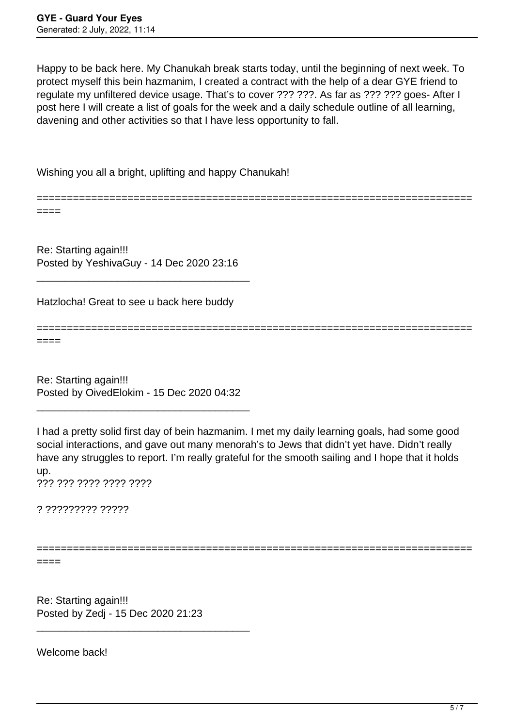Happy to be back here. My Chanukah break starts today, until the beginning of next week. To protect myself this bein hazmanim, I created a contract with the help of a dear GYE friend to regulate my unfiltered device usage. That's to cover ??? ???. As far as ??? ??? goes- After I post here I will create a list of goals for the week and a daily schedule outline of all learning, davening and other activities so that I have less opportunity to fall.

Wishing you all a bright, uplifting and happy Chanukah!

============================================================================

Re: Starting again!!!
Posted by YeshivaGuy - 14 Dec 2020 23:16

---

Hatzlocha! Great to see u back here buddy

============================================================================

Re: Starting again!!!
Posted by OivedElokim - 15 Dec 2020 04:32

---

I had a pretty solid first day of bein hazmanim. I met my daily learning goals, had some good social interactions, and gave out many menorah's to Jews that didn't yet have. Didn't really have any struggles to report. I'm really grateful for the smooth sailing and I hope that it holds up.
??? ??? ???? ???? ????

? ????????? ?????

============================================================================

Re: Starting again!!!
Posted by Zedj - 15 Dec 2020 21:23

---

Welcome back!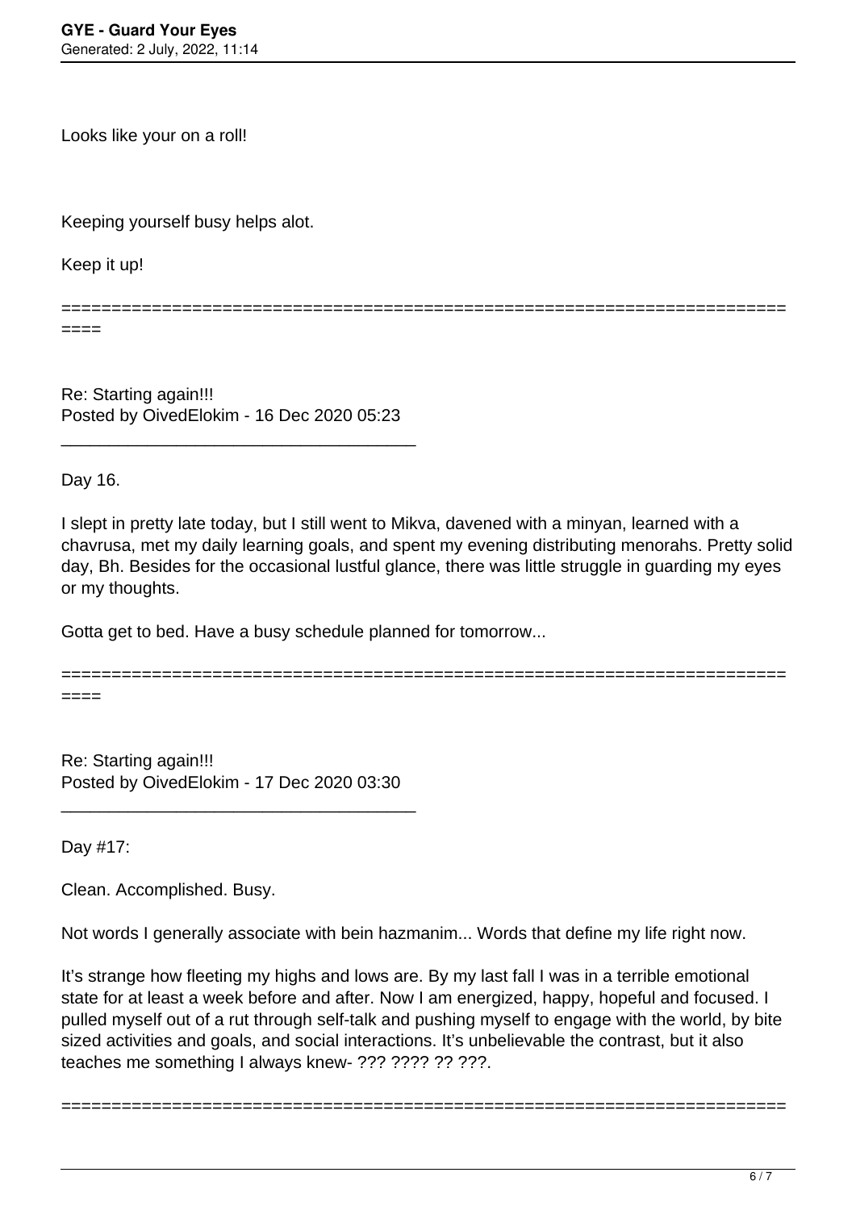Looks like your on a roll!

Keeping yourself busy helps alot.

Keep it up!

============================================================================

Re: Starting again!!!
Posted by OivedElokim - 16 Dec 2020 05:23

_____________________________________

Day 16.

I slept in pretty late today, but I still went to Mikva, davened with a minyan, learned with a chavrusa, met my daily learning goals, and spent my evening distributing menorahs. Pretty solid day, Bh. Besides for the occasional lustful glance, there was little struggle in guarding my eyes or my thoughts.

Gotta get to bed. Have a busy schedule planned for tomorrow...

============================================================================

Re: Starting again!!!
Posted by OivedElokim - 17 Dec 2020 03:30

_____________________________________

Day #17:

Clean. Accomplished. Busy.

Not words I generally associate with bein hazmanim... Words that define my life right now.

It's strange how fleeting my highs and lows are. By my last fall I was in a terrible emotional state for at least a week before and after. Now I am energized, happy, hopeful and focused. I pulled myself out of a rut through self-talk and pushing myself to engage with the world, by bite sized activities and goals, and social interactions. It's unbelievable the contrast, but it also teaches me something I always knew- ??? ???? ?? ???.

============================================================================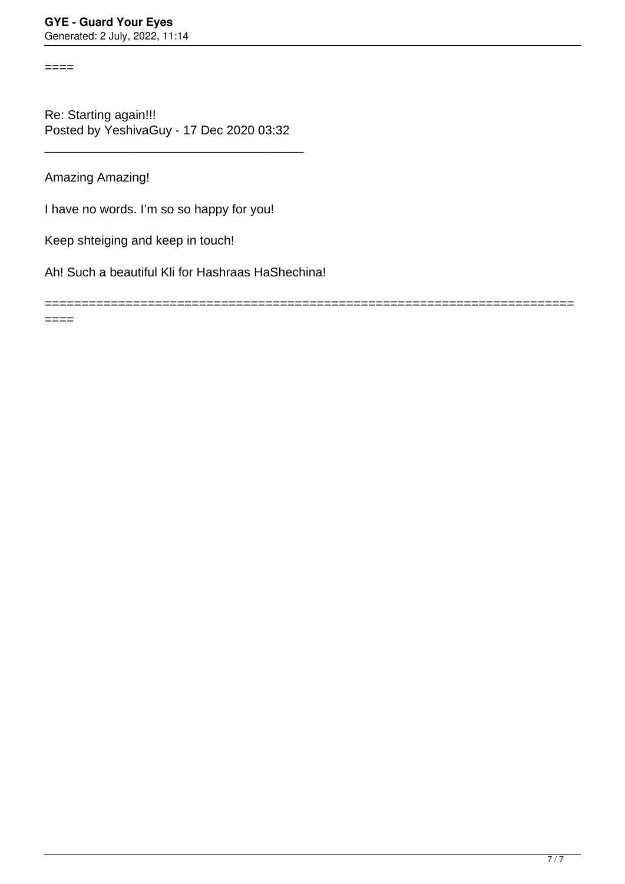====

Re: Starting again!!!
Posted by YeshivaGuy - 17 Dec 2020 03:32

---

Amazing Amazing!

I have no words. I'm so so happy for you!

Keep shteiging and keep in touch!

Ah! Such a beautiful Kli for Hashraas HaShechina!

========================================================================